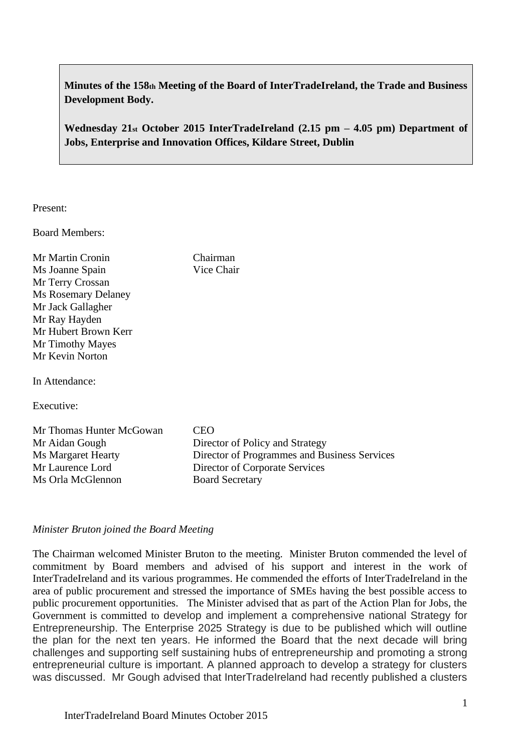**Minutes of the 158th Meeting of the Board of InterTradeIreland, the Trade and Business Development Body.**

**Wednesday 21st October 2015 InterTradeIreland (2.15 pm – 4.05 pm) Department of Jobs, Enterprise and Innovation Offices, Kildare Street, Dublin**

Present:

Board Members:

| | |
|---|---|
| Mr Martin Cronin | Chairman |
| Ms Joanne Spain | Vice Chair |
| Mr Terry Crossan | |
| Ms Rosemary Delaney | |
| Mr Jack Gallagher | |
| Mr Ray Hayden | |
| Mr Hubert Brown Kerr | |
| Mr Timothy Mayes | |
| Mr Kevin Norton | |

In Attendance:

Executive:

| | |
|---|---|
| Mr Thomas Hunter McGowan | CEO |
| Mr Aidan Gough | Director of Policy and Strategy |
| Ms Margaret Hearty | Director of Programmes and Business Services |
| Mr Laurence Lord | Director of Corporate Services |
| Ms Orla McGlennon | Board Secretary |

*Minister Bruton joined the Board Meeting*

The Chairman welcomed Minister Bruton to the meeting. Minister Bruton commended the level of commitment by Board members and advised of his support and interest in the work of InterTradeIreland and its various programmes. He commended the efforts of InterTradeIreland in the area of public procurement and stressed the importance of SMEs having the best possible access to public procurement opportunities. The Minister advised that as part of the Action Plan for Jobs, the Government is committed to develop and implement a comprehensive national Strategy for Entrepreneurship. The Enterprise 2025 Strategy is due to be published which will outline the plan for the next ten years. He informed the Board that the next decade will bring challenges and supporting self sustaining hubs of entrepreneurship and promoting a strong entrepreneurial culture is important. A planned approach to develop a strategy for clusters was discussed. Mr Gough advised that InterTradeIreland had recently published a clusters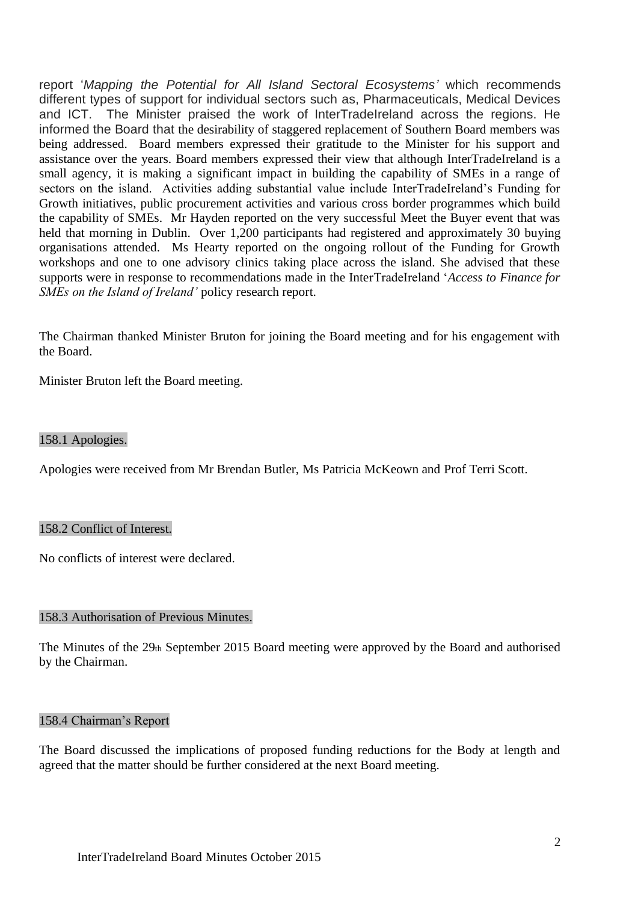report '*Mapping the Potential for All Island Sectoral Ecosystems'* which recommends different types of support for individual sectors such as, Pharmaceuticals, Medical Devices and ICT. The Minister praised the work of InterTradeIreland across the regions. He informed the Board that the desirability of staggered replacement of Southern Board members was being addressed. Board members expressed their gratitude to the Minister for his support and assistance over the years. Board members expressed their view that although InterTradeIreland is a small agency, it is making a significant impact in building the capability of SMEs in a range of sectors on the island. Activities adding substantial value include InterTradeIreland's Funding for Growth initiatives, public procurement activities and various cross border programmes which build the capability of SMEs. Mr Hayden reported on the very successful Meet the Buyer event that was held that morning in Dublin. Over 1,200 participants had registered and approximately 30 buying organisations attended. Ms Hearty reported on the ongoing rollout of the Funding for Growth workshops and one to one advisory clinics taking place across the island. She advised that these supports were in response to recommendations made in the InterTradeIreland '*Access to Finance for SMEs on the Island of Ireland'* policy research report.

The Chairman thanked Minister Bruton for joining the Board meeting and for his engagement with the Board.

Minister Bruton left the Board meeting.

## 158.1 Apologies.

Apologies were received from Mr Brendan Butler, Ms Patricia McKeown and Prof Terri Scott.

## 158.2 Conflict of Interest.

No conflicts of interest were declared.

## 158.3 Authorisation of Previous Minutes.

The Minutes of the 29th September 2015 Board meeting were approved by the Board and authorised by the Chairman.

## 158.4 Chairman's Report

The Board discussed the implications of proposed funding reductions for the Body at length and agreed that the matter should be further considered at the next Board meeting.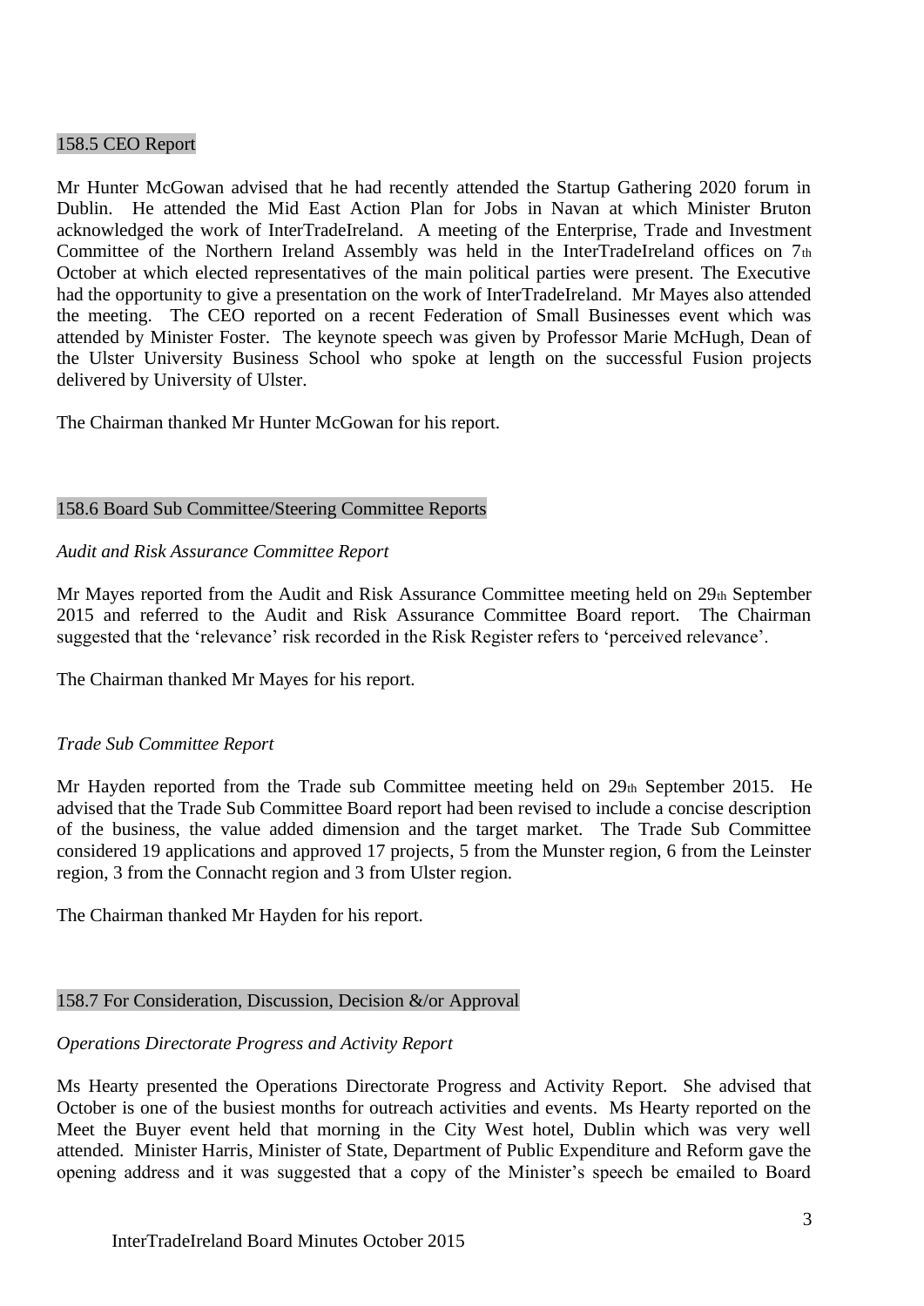## 158.5 CEO Report

Mr Hunter McGowan advised that he had recently attended the Startup Gathering 2020 forum in Dublin. He attended the Mid East Action Plan for Jobs in Navan at which Minister Bruton acknowledged the work of InterTradeIreland. A meeting of the Enterprise, Trade and Investment Committee of the Northern Ireland Assembly was held in the InterTradeIreland offices on 7th October at which elected representatives of the main political parties were present. The Executive had the opportunity to give a presentation on the work of InterTradeIreland. Mr Mayes also attended the meeting. The CEO reported on a recent Federation of Small Businesses event which was attended by Minister Foster. The keynote speech was given by Professor Marie McHugh, Dean of the Ulster University Business School who spoke at length on the successful Fusion projects delivered by University of Ulster.

The Chairman thanked Mr Hunter McGowan for his report.

## 158.6 Board Sub Committee/Steering Committee Reports

*Audit and Risk Assurance Committee Report*

Mr Mayes reported from the Audit and Risk Assurance Committee meeting held on 29th September 2015 and referred to the Audit and Risk Assurance Committee Board report. The Chairman suggested that the 'relevance' risk recorded in the Risk Register refers to 'perceived relevance'.

The Chairman thanked Mr Mayes for his report.

*Trade Sub Committee Report*

Mr Hayden reported from the Trade sub Committee meeting held on 29th September 2015. He advised that the Trade Sub Committee Board report had been revised to include a concise description of the business, the value added dimension and the target market. The Trade Sub Committee considered 19 applications and approved 17 projects, 5 from the Munster region, 6 from the Leinster region, 3 from the Connacht region and 3 from Ulster region.

The Chairman thanked Mr Hayden for his report.

## 158.7 For Consideration, Discussion, Decision &/or Approval

*Operations Directorate Progress and Activity Report*

Ms Hearty presented the Operations Directorate Progress and Activity Report. She advised that October is one of the busiest months for outreach activities and events. Ms Hearty reported on the Meet the Buyer event held that morning in the City West hotel, Dublin which was very well attended. Minister Harris, Minister of State, Department of Public Expenditure and Reform gave the opening address and it was suggested that a copy of the Minister's speech be emailed to Board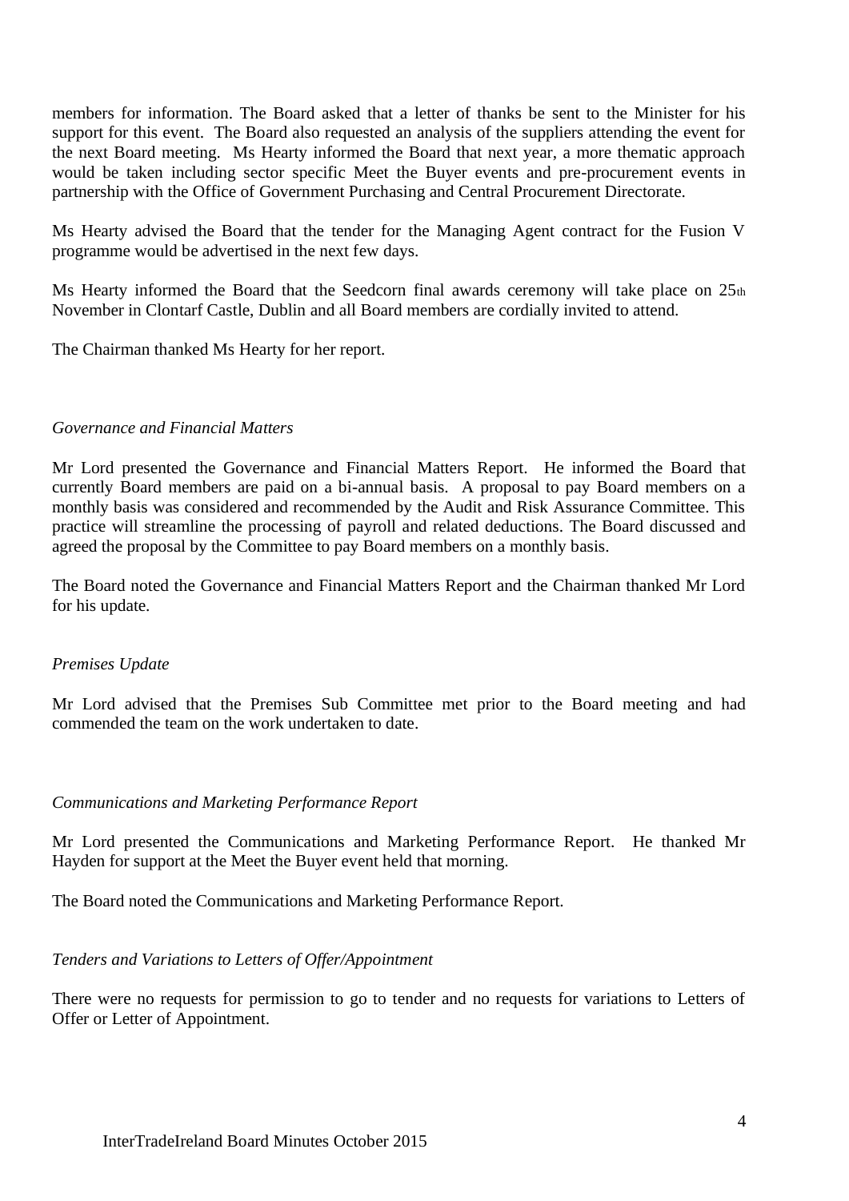members for information. The Board asked that a letter of thanks be sent to the Minister for his support for this event. The Board also requested an analysis of the suppliers attending the event for the next Board meeting. Ms Hearty informed the Board that next year, a more thematic approach would be taken including sector specific Meet the Buyer events and pre-procurement events in partnership with the Office of Government Purchasing and Central Procurement Directorate.

Ms Hearty advised the Board that the tender for the Managing Agent contract for the Fusion V programme would be advertised in the next few days.

Ms Hearty informed the Board that the Seedcorn final awards ceremony will take place on 25th November in Clontarf Castle, Dublin and all Board members are cordially invited to attend.

The Chairman thanked Ms Hearty for her report.

*Governance and Financial Matters*

Mr Lord presented the Governance and Financial Matters Report. He informed the Board that currently Board members are paid on a bi-annual basis. A proposal to pay Board members on a monthly basis was considered and recommended by the Audit and Risk Assurance Committee. This practice will streamline the processing of payroll and related deductions. The Board discussed and agreed the proposal by the Committee to pay Board members on a monthly basis.

The Board noted the Governance and Financial Matters Report and the Chairman thanked Mr Lord for his update.

*Premises Update*

Mr Lord advised that the Premises Sub Committee met prior to the Board meeting and had commended the team on the work undertaken to date.

*Communications and Marketing Performance Report*

Mr Lord presented the Communications and Marketing Performance Report. He thanked Mr Hayden for support at the Meet the Buyer event held that morning.

The Board noted the Communications and Marketing Performance Report.

*Tenders and Variations to Letters of Offer/Appointment*

There were no requests for permission to go to tender and no requests for variations to Letters of Offer or Letter of Appointment.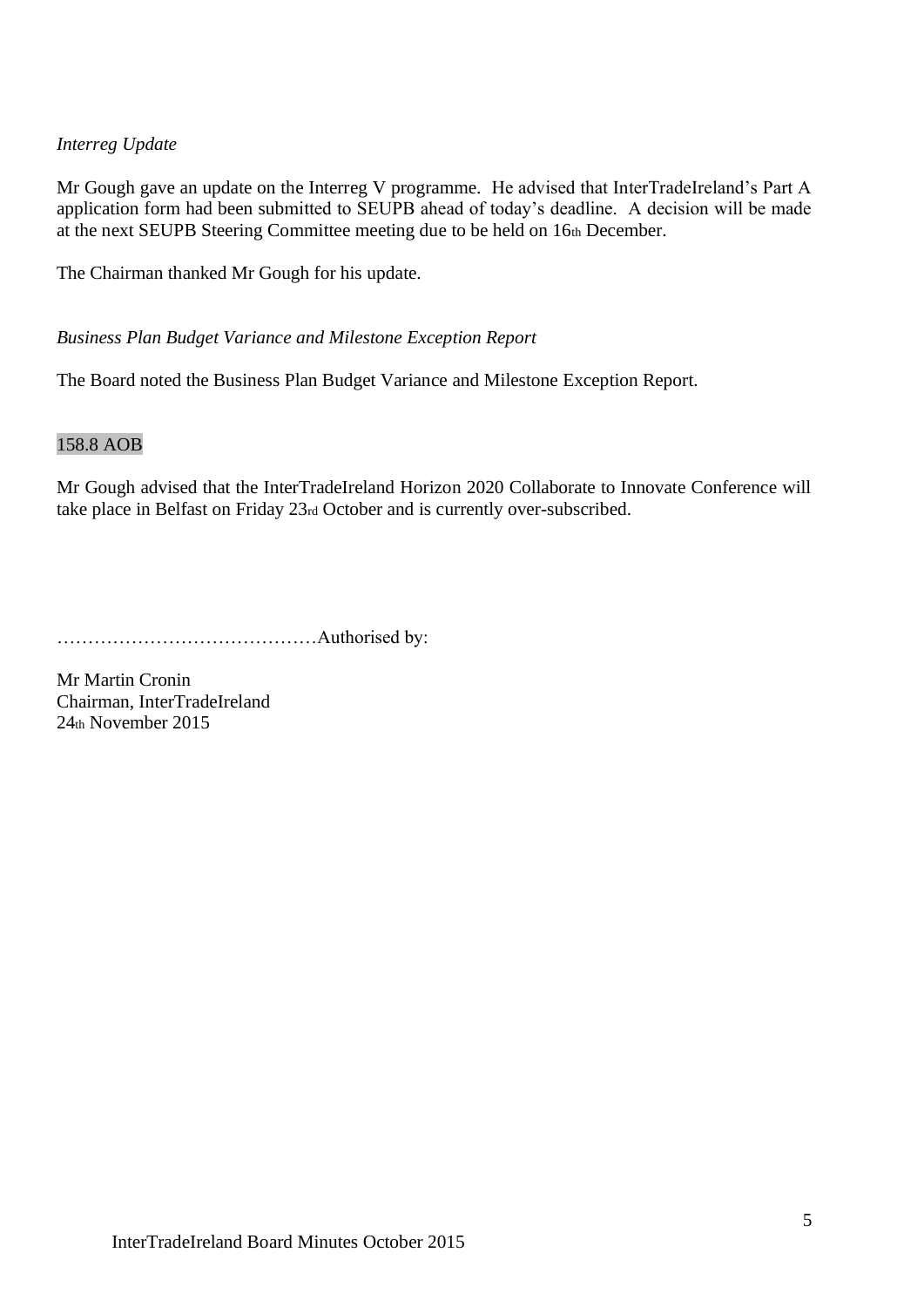*Interreg Update*

Mr Gough gave an update on the Interreg V programme. He advised that InterTradeIreland's Part A application form had been submitted to SEUPB ahead of today's deadline. A decision will be made at the next SEUPB Steering Committee meeting due to be held on 16th December.

The Chairman thanked Mr Gough for his update.

*Business Plan Budget Variance and Milestone Exception Report*

The Board noted the Business Plan Budget Variance and Milestone Exception Report.

158.8 AOB

Mr Gough advised that the InterTradeIreland Horizon 2020 Collaborate to Innovate Conference will take place in Belfast on Friday 23rd October and is currently over-subscribed.

……………………………………Authorised by:

Mr Martin Cronin
Chairman, InterTradeIreland
24th November 2015